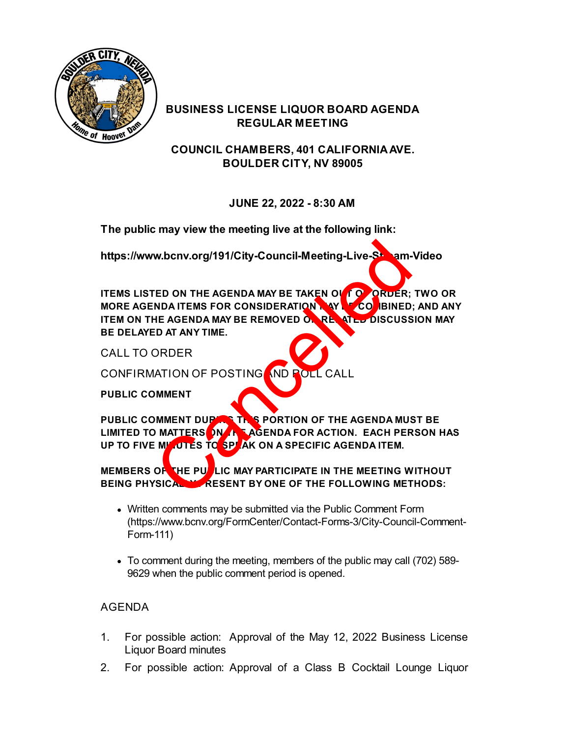# BUSINESS LICENSE LIQUOR BOARD AGENDA
# REGULAR MEETING

## COUNCIL CHAMBERS, 401 CALIFORNIA AVE.
## BOULDER CITY, NV 89005

## JUNE 22, 2022 - 8:30 AM

Cancelled

**The public may view the meeting live at the following link:**

**https://www.bcnv.org/191/City-Council-Meeting-Live-Stream-Video**

**ITEMS LISTED ON THE AGENDA MAY BE TAKEN OUT OF ORDER; TWO OR MORE AGENDA ITEMS FOR CONSIDERATION MAY BE COMBINED; AND ANY ITEM ON THE AGENDA MAY BE REMOVED OR RELATED DISCUSSION MAY BE DELAYED AT ANY TIME.**

CALL TO ORDER

CONFIRMATION OF POSTING AND ROLL CALL

**PUBLIC COMMENT**

**PUBLIC COMMENT DURING THIS PORTION OF THE AGENDA MUST BE LIMITED TO MATTERS ON THE AGENDA FOR ACTION. EACH PERSON HAS UP TO FIVE MINUTES TO SPEAK ON A SPECIFIC AGENDA ITEM.**

**MEMBERS OF THE PUBLIC MAY PARTICIPATE IN THE MEETING WITHOUT BEING PHYSICALLY PRESENT BY ONE OF THE FOLLOWING METHODS:**

- Written comments may be submitted via the Public Comment Form (https://www.bcnv.org/FormCenter/Contact-Forms-3/City-Council-Comment-Form-111)
- To comment during the meeting, members of the public may call (702) 589-9629 when the public comment period is opened.

AGENDA

1. For possible action: Approval of the May 12, 2022 Business License Liquor Board minutes
2. For possible action: Approval of a Class B Cocktail Lounge Liquor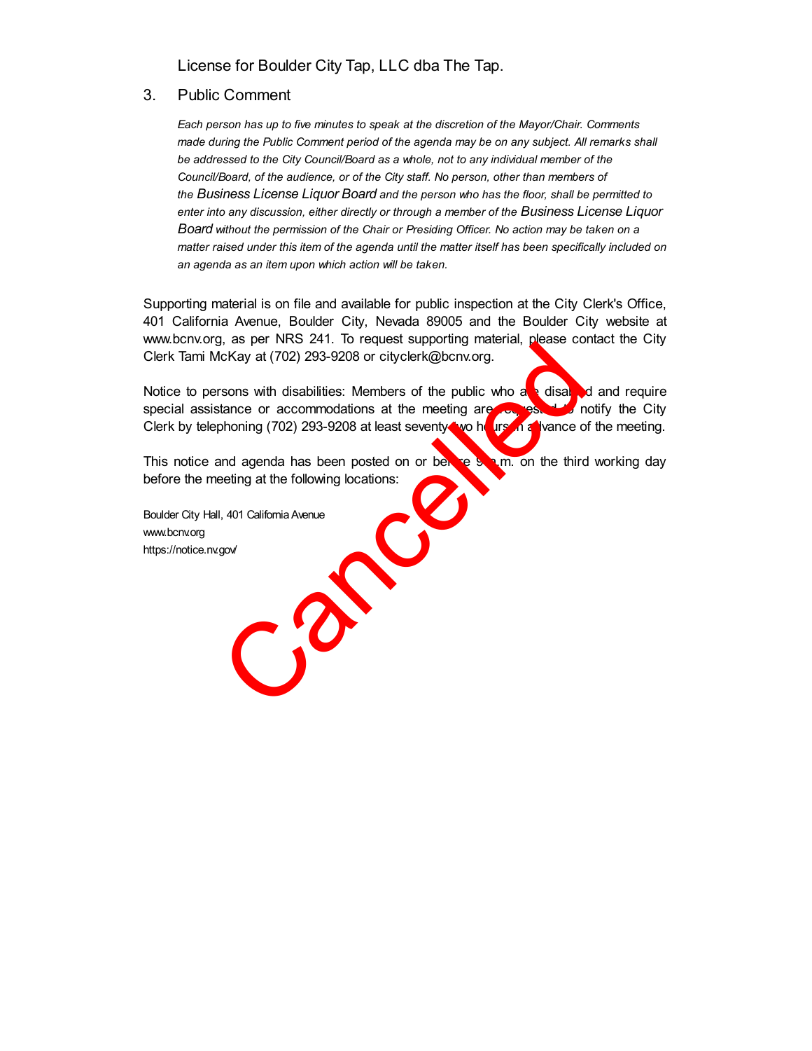License for Boulder City Tap, LLC dba The Tap.

3. Public Comment

*Each person has up to five minutes to speak at the discretion of the Mayor/Chair. Comments made during the Public Comment period of the agenda may be on any subject. All remarks shall be addressed to the City Council/Board as a whole, not to any individual member of the Council/Board, of the audience, or of the City staff. No person, other than members of the Business License Liquor Board and the person who has the floor, shall be permitted to enter into any discussion, either directly or through a member of the Business License Liquor Board without the permission of the Chair or Presiding Officer. No action may be taken on a matter raised under this item of the agenda until the matter itself has been specifically included on an agenda as an item upon which action will be taken.*

Supporting material is on file and available for public inspection at the City Clerk's Office, 401 California Avenue, Boulder City, Nevada 89005 and the Boulder City website at www.bcnv.org, as per NRS 241. To request supporting material, please contact the City Clerk Tami McKay at (702) 293-9208 or cityclerk@bcnv.org.

Notice to persons with disabilities: Members of the public who are disabled and require special assistance or accommodations at the meeting are requested to notify the City Clerk by telephoning (702) 293-9208 at least seventy-two hours in advance of the meeting.

This notice and agenda has been posted on or before 9 a.m. on the third working day before the meeting at the following locations:

Boulder City Hall, 401 California Avenue
www.bcnv.org
https://notice.nv.gov/

Cancelled